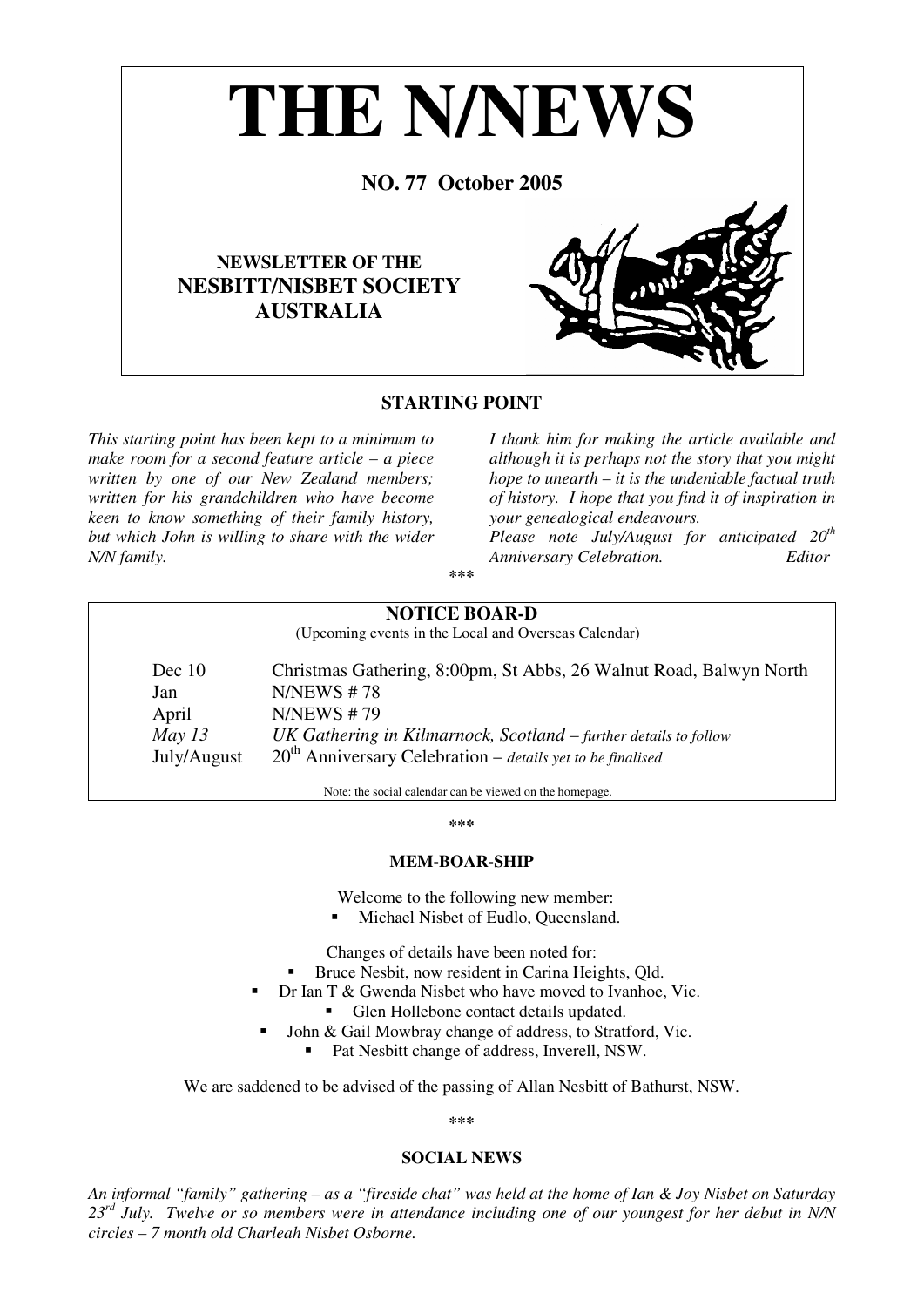# THE N/NEWS

**NO. 77 October 2005**

**NEWSLETTER OF THE**
**NESBITT/NISBET SOCIETY**
**AUSTRALIA**

## STARTING POINT

*This starting point has been kept to a minimum to make room for a second feature article – a piece written by one of our New Zealand members; written for his grandchildren who have become keen to know something of their family history, but which John is willing to share with the wider N/N family.*

*I thank him for making the article available and although it is perhaps not the story that you might hope to unearth – it is the undeniable factual truth of history. I hope that you find it of inspiration in your genealogical endeavours.*

*Please note July/August for anticipated 20th Anniversary Celebration.* *Editor*

\*\*\*

## NOTICE BOAR-D

(Upcoming events in the Local and Overseas Calendar)

| | |
|---|---|
| Dec 10 | Christmas Gathering, 8:00pm, St Abbs, 26 Walnut Road, Balwyn North |
| Jan | N/NEWS # 78 |
| April | N/NEWS # 79 |
| *May 13* | *UK Gathering in Kilmarnock, Scotland – further details to follow* |
| July/August | 20th Anniversary Celebration – *details yet to be finalised* |

Note: the social calendar can be viewed on the homepage.

\*\*\*

## MEM-BOAR-SHIP

Welcome to the following new member:

- Michael Nisbet of Eudlo, Queensland.

Changes of details have been noted for:

- Bruce Nesbit, now resident in Carina Heights, Qld.
- Dr Ian T & Gwenda Nisbet who have moved to Ivanhoe, Vic.
- Glen Hollebone contact details updated.
- John & Gail Mowbray change of address, to Stratford, Vic.
- Pat Nesbitt change of address, Inverell, NSW.

We are saddened to be advised of the passing of Allan Nesbitt of Bathurst, NSW.

\*\*\*

## SOCIAL NEWS

*An informal "family" gathering – as a "fireside chat" was held at the home of Ian & Joy Nisbet on Saturday 23rd July. Twelve or so members were in attendance including one of our youngest for her debut in N/N circles – 7 month old Charleah Nisbet Osborne.*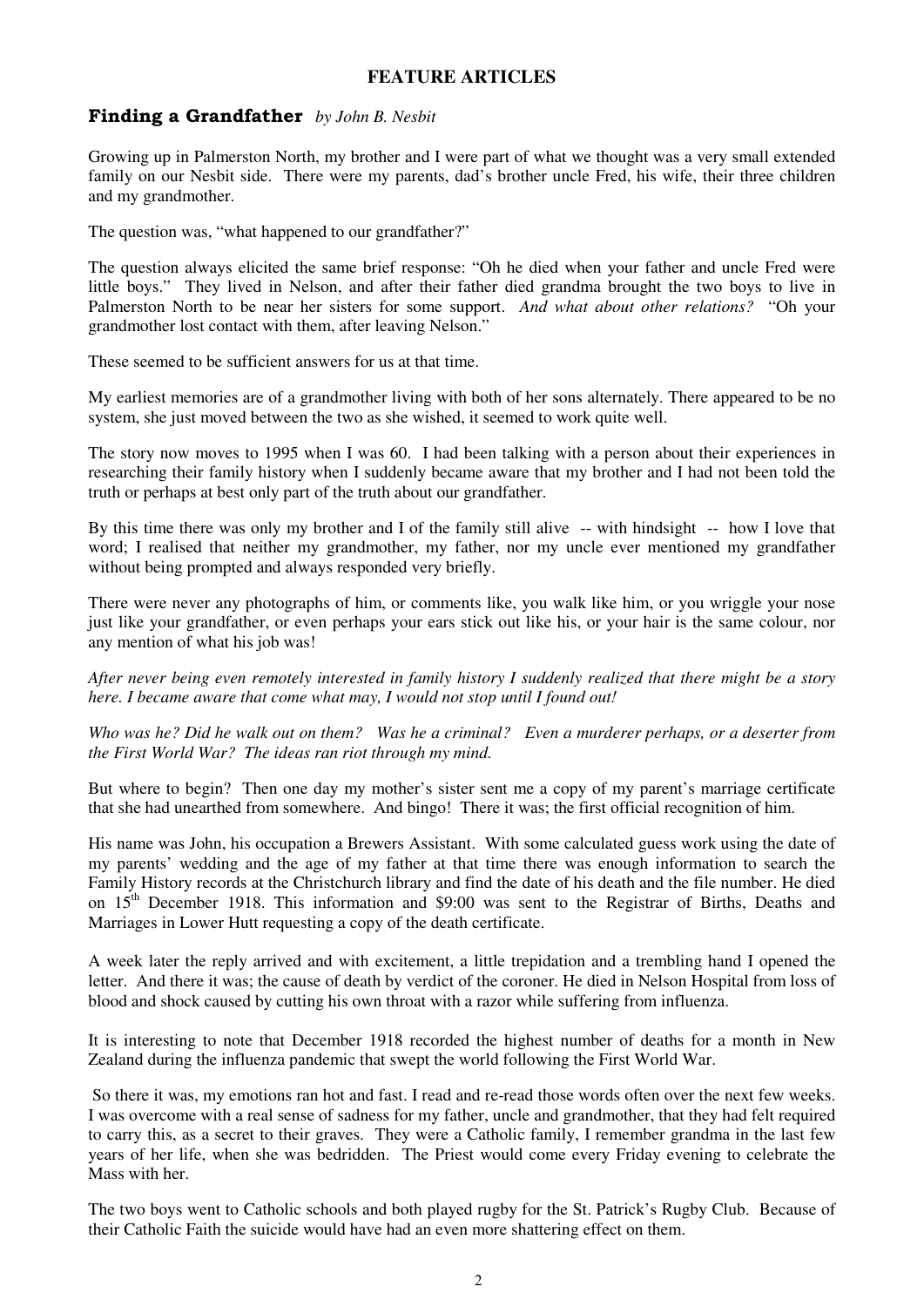## FEATURE ARTICLES

### Finding a Grandfather *by John B. Nesbit*

Growing up in Palmerston North, my brother and I were part of what we thought was a very small extended family on our Nesbit side. There were my parents, dad's brother uncle Fred, his wife, their three children and my grandmother.

The question was, "what happened to our grandfather?"

The question always elicited the same brief response: "Oh he died when your father and uncle Fred were little boys." They lived in Nelson, and after their father died grandma brought the two boys to live in Palmerston North to be near her sisters for some support. *And what about other relations?* "Oh your grandmother lost contact with them, after leaving Nelson."

These seemed to be sufficient answers for us at that time.

My earliest memories are of a grandmother living with both of her sons alternately. There appeared to be no system, she just moved between the two as she wished, it seemed to work quite well.

The story now moves to 1995 when I was 60. I had been talking with a person about their experiences in researching their family history when I suddenly became aware that my brother and I had not been told the truth or perhaps at best only part of the truth about our grandfather.

By this time there was only my brother and I of the family still alive -- with hindsight -- how I love that word; I realised that neither my grandmother, my father, nor my uncle ever mentioned my grandfather without being prompted and always responded very briefly.

There were never any photographs of him, or comments like, you walk like him, or you wriggle your nose just like your grandfather, or even perhaps your ears stick out like his, or your hair is the same colour, nor any mention of what his job was!

*After never being even remotely interested in family history I suddenly realized that there might be a story here. I became aware that come what may, I would not stop until I found out!*

*Who was he? Did he walk out on them? Was he a criminal? Even a murderer perhaps, or a deserter from the First World War? The ideas ran riot through my mind.*

But where to begin? Then one day my mother's sister sent me a copy of my parent's marriage certificate that she had unearthed from somewhere. And bingo! There it was; the first official recognition of him.

His name was John, his occupation a Brewers Assistant. With some calculated guess work using the date of my parents' wedding and the age of my father at that time there was enough information to search the Family History records at the Christchurch library and find the date of his death and the file number. He died on 15th December 1918. This information and $9:00 was sent to the Registrar of Births, Deaths and Marriages in Lower Hutt requesting a copy of the death certificate.

A week later the reply arrived and with excitement, a little trepidation and a trembling hand I opened the letter. And there it was; the cause of death by verdict of the coroner. He died in Nelson Hospital from loss of blood and shock caused by cutting his own throat with a razor while suffering from influenza.

It is interesting to note that December 1918 recorded the highest number of deaths for a month in New Zealand during the influenza pandemic that swept the world following the First World War.

So there it was, my emotions ran hot and fast. I read and re-read those words often over the next few weeks. I was overcome with a real sense of sadness for my father, uncle and grandmother, that they had felt required to carry this, as a secret to their graves. They were a Catholic family, I remember grandma in the last few years of her life, when she was bedridden. The Priest would come every Friday evening to celebrate the Mass with her.

The two boys went to Catholic schools and both played rugby for the St. Patrick's Rugby Club. Because of their Catholic Faith the suicide would have had an even more shattering effect on them.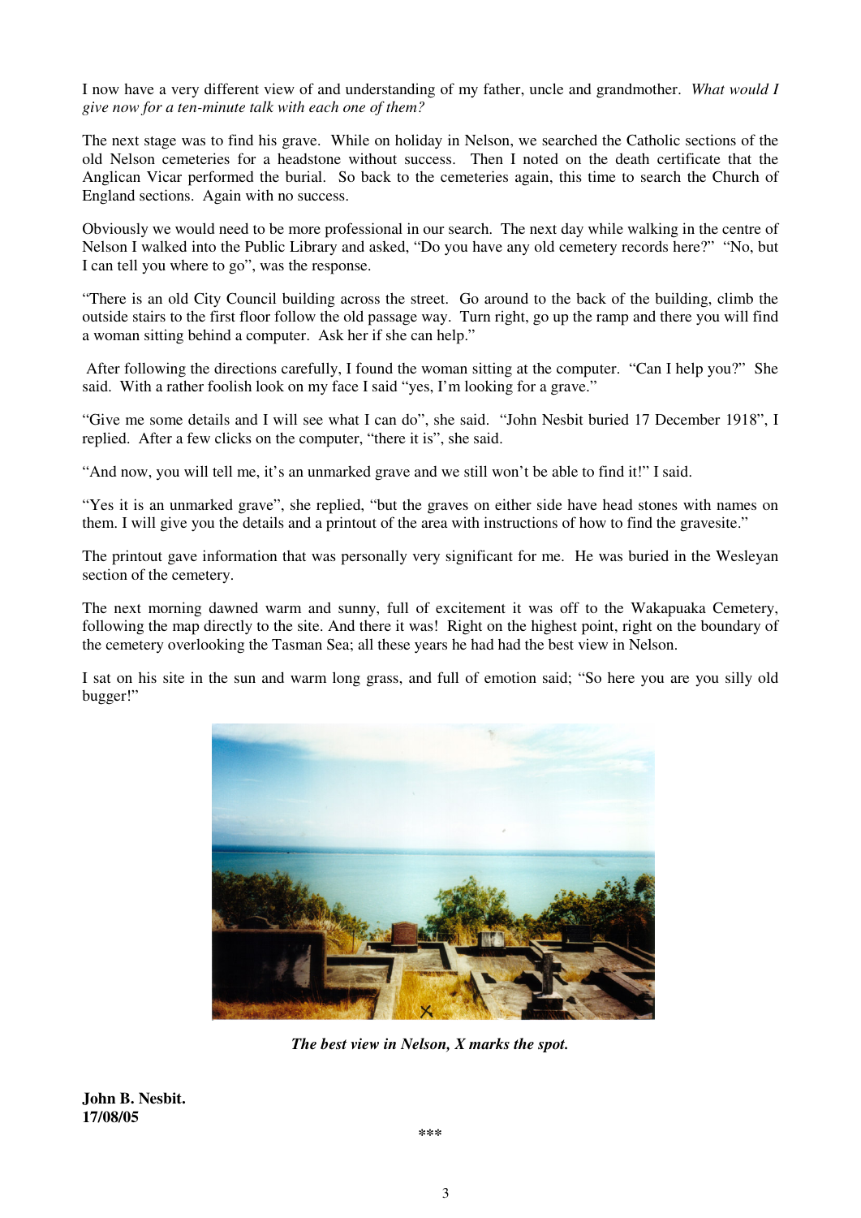I now have a very different view of and understanding of my father, uncle and grandmother. *What would I give now for a ten-minute talk with each one of them?*

The next stage was to find his grave. While on holiday in Nelson, we searched the Catholic sections of the old Nelson cemeteries for a headstone without success. Then I noted on the death certificate that the Anglican Vicar performed the burial. So back to the cemeteries again, this time to search the Church of England sections. Again with no success.

Obviously we would need to be more professional in our search. The next day while walking in the centre of Nelson I walked into the Public Library and asked, "Do you have any old cemetery records here?" "No, but I can tell you where to go", was the response.

"There is an old City Council building across the street. Go around to the back of the building, climb the outside stairs to the first floor follow the old passage way. Turn right, go up the ramp and there you will find a woman sitting behind a computer. Ask her if she can help."

After following the directions carefully, I found the woman sitting at the computer. "Can I help you?" She said. With a rather foolish look on my face I said "yes, I'm looking for a grave."

"Give me some details and I will see what I can do", she said. "John Nesbit buried 17 December 1918", I replied. After a few clicks on the computer, "there it is", she said.

"And now, you will tell me, it's an unmarked grave and we still won't be able to find it!" I said.

"Yes it is an unmarked grave", she replied, "but the graves on either side have head stones with names on them. I will give you the details and a printout of the area with instructions of how to find the gravesite."

The printout gave information that was personally very significant for me. He was buried in the Wesleyan section of the cemetery.

The next morning dawned warm and sunny, full of excitement it was off to the Wakapuaka Cemetery, following the map directly to the site. And there it was! Right on the highest point, right on the boundary of the cemetery overlooking the Tasman Sea; all these years he had had the best view in Nelson.

I sat on his site in the sun and warm long grass, and full of emotion said; "So here you are you silly old bugger!"

***The best view in Nelson, X marks the spot.***

**John B. Nesbit.**
**17/08/05**

***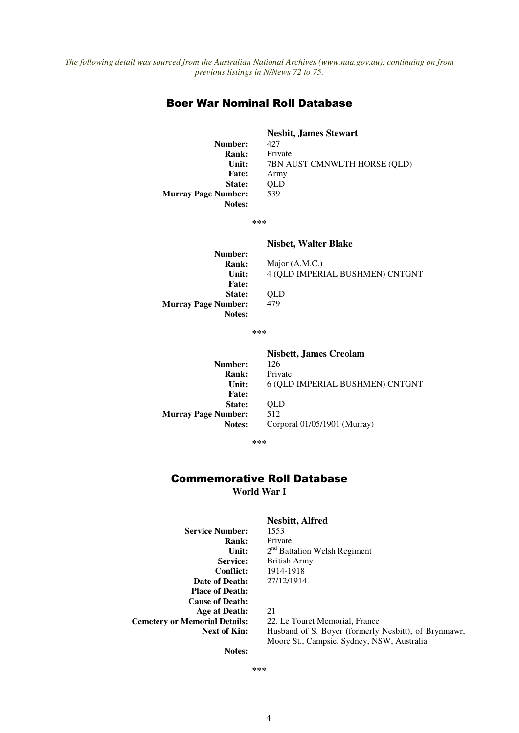*The following detail was sourced from the Australian National Archives (www.naa.gov.au), continuing on from previous listings in N/News 72 to 75.*

## Boer War Nominal Roll Database

**Nesbit, James Stewart**

| | |
|---|---|
| **Number:** | 427 |
| **Rank:** | Private |
| **Unit:** | 7BN AUST CMNWLTH HORSE (QLD) |
| **Fate:** | Army |
| **State:** | QLD |
| **Murray Page Number:** | 539 |
| **Notes:** | |

\*\*\*

**Nisbet, Walter Blake**

| | |
|---|---|
| **Number:** | |
| **Rank:** | Major (A.M.C.) |
| **Unit:** | 4 (QLD IMPERIAL BUSHMEN) CNTGNT |
| **Fate:** | |
| **State:** | QLD |
| **Murray Page Number:** | 479 |
| **Notes:** | |

\*\*\*

**Nisbett, James Creolam**

| | |
|---|---|
| **Number:** | 126 |
| **Rank:** | Private |
| **Unit:** | 6 (QLD IMPERIAL BUSHMEN) CNTGNT |
| **Fate:** | |
| **State:** | QLD |
| **Murray Page Number:** | 512 |
| **Notes:** | Corporal 01/05/1901 (Murray) |

\*\*\*

## Commemorative Roll Database

**World War I**

**Nesbitt, Alfred**

| | |
|---|---|
| **Service Number:** | 1553 |
| **Rank:** | Private |
| **Unit:** | 2nd Battalion Welsh Regiment |
| **Service:** | British Army |
| **Conflict:** | 1914-1918 |
| **Date of Death:** | 27/12/1914 |
| **Place of Death:** | |
| **Cause of Death:** | |
| **Age at Death:** | 21 |
| **Cemetery or Memorial Details:** | 22. Le Touret Memorial, France |
| **Next of Kin:** | Husband of S. Boyer (formerly Nesbitt), of Brynmawr, Moore St., Campsie, Sydney, NSW, Australia |
| **Notes:** | |

\*\*\*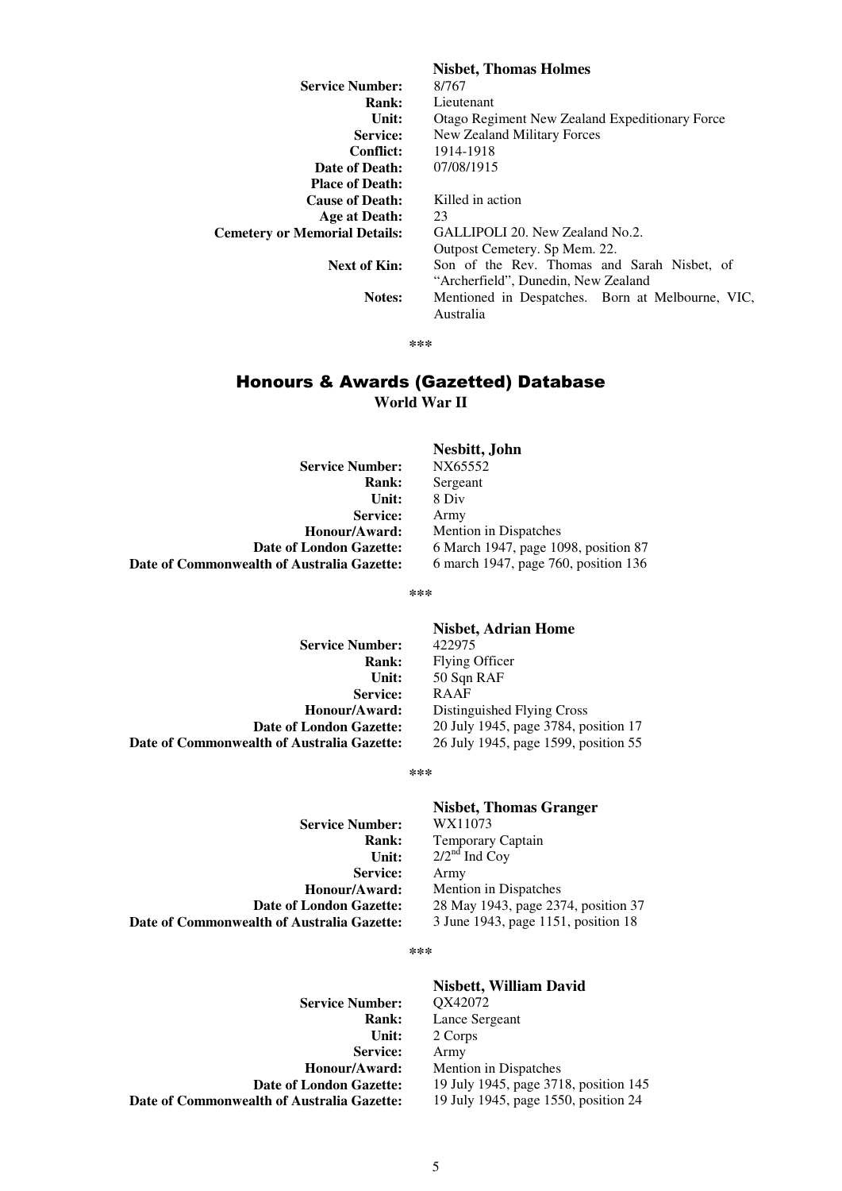**Nisbet, Thomas Holmes**

| | |
|---|---|
| **Service Number:** | 8/767 |
| **Rank:** | Lieutenant |
| **Unit:** | Otago Regiment New Zealand Expeditionary Force |
| **Service:** | New Zealand Military Forces |
| **Conflict:** | 1914-1918 |
| **Date of Death:** | 07/08/1915 |
| **Place of Death:** | |
| **Cause of Death:** | Killed in action |
| **Age at Death:** | 23 |
| **Cemetery or Memorial Details:** | GALLIPOLI 20. New Zealand No.2. Outpost Cemetery. Sp Mem. 22. |
| **Next of Kin:** | Son of the Rev. Thomas and Sarah Nisbet, of "Archerfield", Dunedin, New Zealand |
| **Notes:** | Mentioned in Despatches. Born at Melbourne, VIC, Australia |

***

## Honours & Awards (Gazetted) Database

**World War II**

**Nesbitt, John**

| | |
|---|---|
| **Service Number:** | NX65552 |
| **Rank:** | Sergeant |
| **Unit:** | 8 Div |
| **Service:** | Army |
| **Honour/Award:** | Mention in Dispatches |
| **Date of London Gazette:** | 6 March 1947, page 1098, position 87 |
| **Date of Commonwealth of Australia Gazette:** | 6 march 1947, page 760, position 136 |

***

**Nisbet, Adrian Home**

| | |
|---|---|
| **Service Number:** | 422975 |
| **Rank:** | Flying Officer |
| **Unit:** | 50 Sqn RAF |
| **Service:** | RAAF |
| **Honour/Award:** | Distinguished Flying Cross |
| **Date of London Gazette:** | 20 July 1945, page 3784, position 17 |
| **Date of Commonwealth of Australia Gazette:** | 26 July 1945, page 1599, position 55 |

***

**Nisbet, Thomas Granger**

| | |
|---|---|
| **Service Number:** | WX11073 |
| **Rank:** | Temporary Captain |
| **Unit:** | 2/2nd Ind Coy |
| **Service:** | Army |
| **Honour/Award:** | Mention in Dispatches |
| **Date of London Gazette:** | 28 May 1943, page 2374, position 37 |
| **Date of Commonwealth of Australia Gazette:** | 3 June 1943, page 1151, position 18 |

***

**Nisbett, William David**

| | |
|---|---|
| **Service Number:** | QX42072 |
| **Rank:** | Lance Sergeant |
| **Unit:** | 2 Corps |
| **Service:** | Army |
| **Honour/Award:** | Mention in Dispatches |
| **Date of London Gazette:** | 19 July 1945, page 3718, position 145 |
| **Date of Commonwealth of Australia Gazette:** | 19 July 1945, page 1550, position 24 |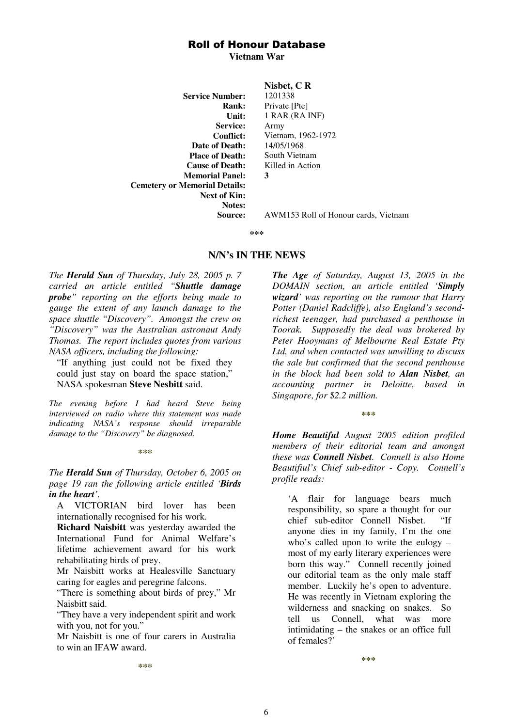## Roll of Honour Database

**Vietnam War**

| | **Nisbet, C R** |
|---|---|
| **Service Number:** | 1201338 |
| **Rank:** | Private [Pte] |
| **Unit:** | 1 RAR (RA INF) |
| **Service:** | Army |
| **Conflict:** | Vietnam, 1962-1972 |
| **Date of Death:** | 14/05/1968 |
| **Place of Death:** | South Vietnam |
| **Cause of Death:** | Killed in Action |
| **Memorial Panel:** | **3** |
| **Cemetery or Memorial Details:** | |
| **Next of Kin:** | |
| **Notes:** | |
| **Source:** | AWM153 Roll of Honour cards, Vietnam |

\*\*\*

## N/N's IN THE NEWS

*The **Herald Sun** of Thursday, July 28, 2005 p. 7 carried an article entitled "**Shuttle damage probe**" reporting on the efforts being made to gauge the extent of any launch damage to the space shuttle "Discovery". Amongst the crew on "Discovery" was the Australian astronaut Andy Thomas. The report includes quotes from various NASA officers, including the following:*

> "If anything just could not be fixed they could just stay on board the space station," NASA spokesman **Steve Nesbitt** said.

*The evening before I had heard Steve being interviewed on radio where this statement was made indicating NASA's response should irreparable damage to the "Discovery" be diagnosed.*

\*\*\*

*The **Herald Sun** of Thursday, October 6, 2005 on page 19 ran the following article entitled '**Birds in the heart**'.*

> A VICTORIAN bird lover has been internationally recognised for his work.
>
> **Richard Naisbitt** was yesterday awarded the International Fund for Animal Welfare's lifetime achievement award for his work rehabilitating birds of prey.
>
> Mr Naisbitt works at Healesville Sanctuary caring for eagles and peregrine falcons.
>
> "There is something about birds of prey," Mr Naisbitt said.
>
> "They have a very independent spirit and work with you, not for you."
>
> Mr Naisbitt is one of four carers in Australia to win an IFAW award.

\*\*\*

***The Age** of Saturday, August 13, 2005 in the DOMAIN section, an article entitled '**Simply wizard**' was reporting on the rumour that Harry Potter (Daniel Radcliffe), also England's second-richest teenager, had purchased a penthouse in Toorak. Supposedly the deal was brokered by Peter Hooymans of Melbourne Real Estate Pty Ltd, and when contacted was unwilling to discuss the sale but confirmed that the second penthouse in the block had been sold to **Alan Nisbet**, an accounting partner in Deloitte, based in Singapore, for $2.2 million.*

\*\*\*

***Home Beautiful** August 2005 edition profiled members of their editorial team and amongst these was **Connell Nisbet**. Connell is also Home Beautiful's Chief sub-editor - Copy. Connell's profile reads:*

> 'A flair for language bears much responsibility, so spare a thought for our chief sub-editor Connell Nisbet. "If anyone dies in my family, I'm the one who's called upon to write the eulogy – most of my early literary experiences were born this way." Connell recently joined our editorial team as the only male staff member. Luckily he's open to adventure. He was recently in Vietnam exploring the wilderness and snacking on snakes. So tell us Connell, what was more intimidating – the snakes or an office full of females?'

\*\*\*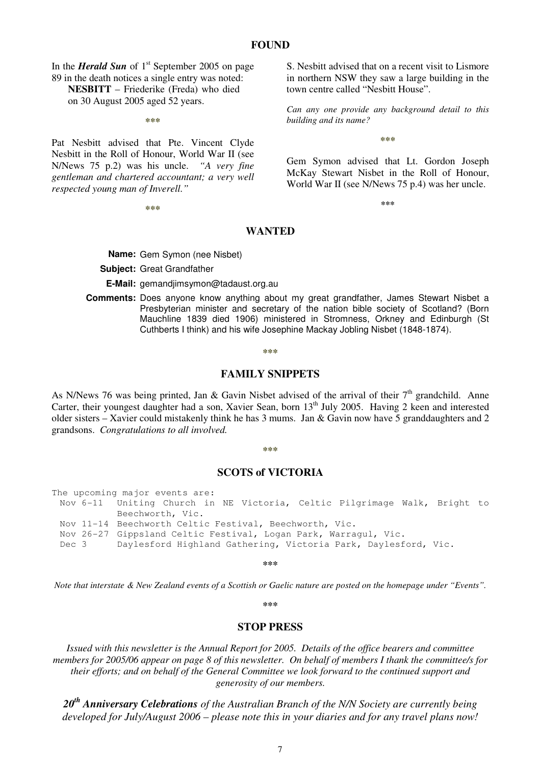## FOUND

In the ***Herald Sun*** of 1st September 2005 on page 89 in the death notices a single entry was noted:

**NESBITT** – Friederike (Freda) who died on 30 August 2005 aged 52 years.

\*\*\*

Pat Nesbitt advised that Pte. Vincent Clyde Nesbitt in the Roll of Honour, World War II (see N/News 75 p.2) was his uncle. *"A very fine gentleman and chartered accountant; a very well respected young man of Inverell."*

\*\*\*

S. Nesbitt advised that on a recent visit to Lismore in northern NSW they saw a large building in the town centre called "Nesbitt House".

*Can any one provide any background detail to this building and its name?*

\*\*\*

Gem Symon advised that Lt. Gordon Joseph McKay Stewart Nisbet in the Roll of Honour, World War II (see N/News 75 p.4) was her uncle.

\*\*\*

## WANTED

**Name:** Gem Symon (nee Nisbet)

**Subject:** Great Grandfather

**E-Mail:** gemandjimsymon@tadaust.org.au

**Comments:** Does anyone know anything about my great grandfather, James Stewart Nisbet a Presbyterian minister and secretary of the nation bible society of Scotland? (Born Mauchline 1839 died 1906) ministered in Stromness, Orkney and Edinburgh (St Cuthberts I think) and his wife Josephine Mackay Jobling Nisbet (1848-1874).

\*\*\*

## FAMILY SNIPPETS

As N/News 76 was being printed, Jan & Gavin Nisbet advised of the arrival of their 7th grandchild. Anne Carter, their youngest daughter had a son, Xavier Sean, born 13th July 2005. Having 2 keen and interested older sisters – Xavier could mistakenly think he has 3 mums. Jan & Gavin now have 5 granddaughters and 2 grandsons. *Congratulations to all involved.*

\*\*\*

## SCOTS of VICTORIA

The upcoming major events are:

- Nov 6-11 Uniting Church in NE Victoria, Celtic Pilgrimage Walk, Bright to Beechworth, Vic.
- Nov 11-14 Beechworth Celtic Festival, Beechworth, Vic.
- Nov 26-27 Gippsland Celtic Festival, Logan Park, Warragul, Vic.
- Dec 3 Daylesford Highland Gathering, Victoria Park, Daylesford, Vic.

\*\*\*

*Note that interstate & New Zealand events of a Scottish or Gaelic nature are posted on the homepage under "Events".*

\*\*\*

## STOP PRESS

*Issued with this newsletter is the Annual Report for 2005. Details of the office bearers and committee members for 2005/06 appear on page 8 of this newsletter. On behalf of members I thank the committee/s for their efforts; and on behalf of the General Committee we look forward to the continued support and generosity of our members.*

***20th Anniversary Celebrations** of the Australian Branch of the N/N Society are currently being developed for July/August 2006 – please note this in your diaries and for any travel plans now!*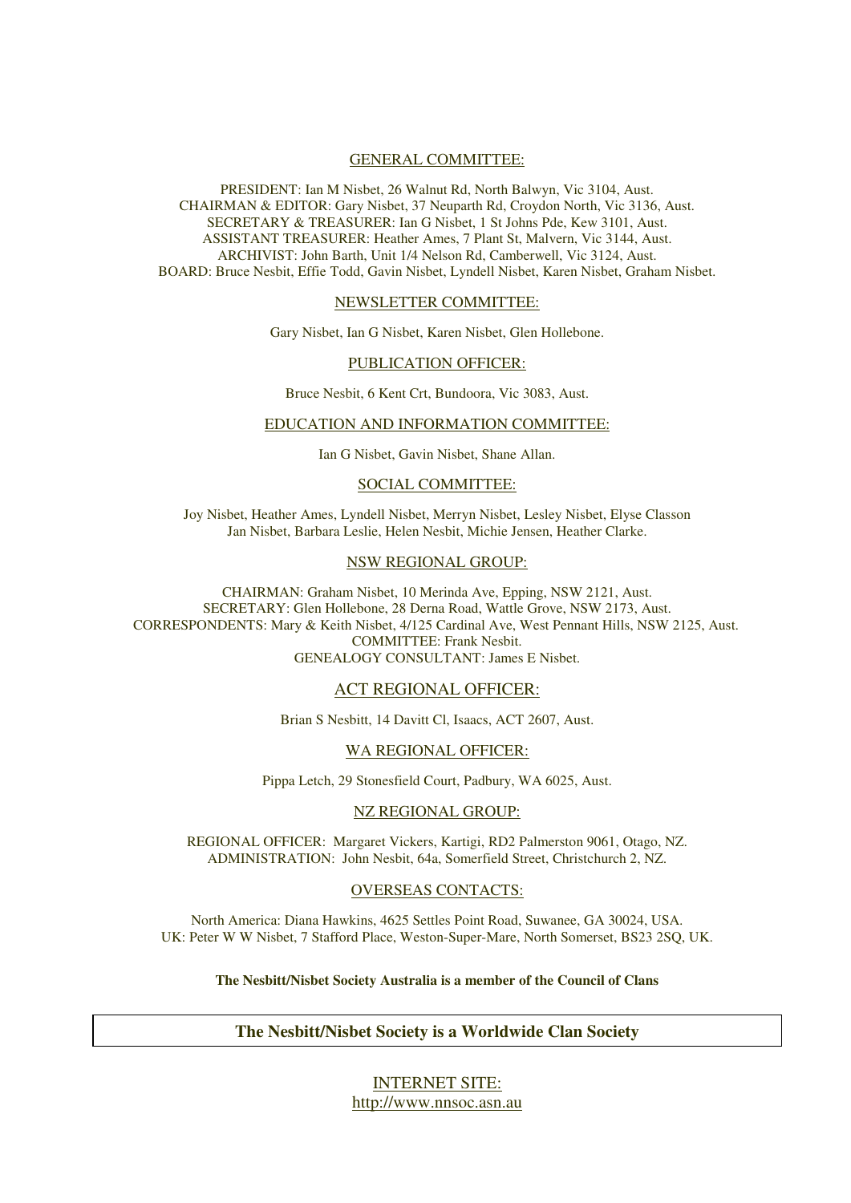## GENERAL COMMITTEE:

PRESIDENT: Ian M Nisbet, 26 Walnut Rd, North Balwyn, Vic 3104, Aust.
CHAIRMAN & EDITOR: Gary Nisbet, 37 Neuparth Rd, Croydon North, Vic 3136, Aust.
SECRETARY & TREASURER: Ian G Nisbet, 1 St Johns Pde, Kew 3101, Aust.
ASSISTANT TREASURER: Heather Ames, 7 Plant St, Malvern, Vic 3144, Aust.
ARCHIVIST: John Barth, Unit 1/4 Nelson Rd, Camberwell, Vic 3124, Aust.
BOARD: Bruce Nesbit, Effie Todd, Gavin Nisbet, Lyndell Nisbet, Karen Nisbet, Graham Nisbet.

## NEWSLETTER COMMITTEE:

Gary Nisbet, Ian G Nisbet, Karen Nisbet, Glen Hollebone.

## PUBLICATION OFFICER:

Bruce Nesbit, 6 Kent Crt, Bundoora, Vic 3083, Aust.

## EDUCATION AND INFORMATION COMMITTEE:

Ian G Nisbet, Gavin Nisbet, Shane Allan.

## SOCIAL COMMITTEE:

Joy Nisbet, Heather Ames, Lyndell Nisbet, Merryn Nisbet, Lesley Nisbet, Elyse Classon
Jan Nisbet, Barbara Leslie, Helen Nesbit, Michie Jensen, Heather Clarke.

## NSW REGIONAL GROUP:

CHAIRMAN: Graham Nisbet, 10 Merinda Ave, Epping, NSW 2121, Aust.
SECRETARY: Glen Hollebone, 28 Derna Road, Wattle Grove, NSW 2173, Aust.
CORRESPONDENTS: Mary & Keith Nisbet, 4/125 Cardinal Ave, West Pennant Hills, NSW 2125, Aust.
COMMITTEE: Frank Nesbit.
GENEALOGY CONSULTANT: James E Nisbet.

## ACT REGIONAL OFFICER:

Brian S Nesbitt, 14 Davitt Cl, Isaacs, ACT 2607, Aust.

## WA REGIONAL OFFICER:

Pippa Letch, 29 Stonesfield Court, Padbury, WA 6025, Aust.

## NZ REGIONAL GROUP:

REGIONAL OFFICER: Margaret Vickers, Kartigi, RD2 Palmerston 9061, Otago, NZ.
ADMINISTRATION: John Nesbit, 64a, Somerfield Street, Christchurch 2, NZ.

## OVERSEAS CONTACTS:

North America: Diana Hawkins, 4625 Settles Point Road, Suwanee, GA 30024, USA.
UK: Peter W W Nisbet, 7 Stafford Place, Weston-Super-Mare, North Somerset, BS23 2SQ, UK.

**The Nesbitt/Nisbet Society Australia is a member of the Council of Clans**

**The Nesbitt/Nisbet Society is a Worldwide Clan Society**

INTERNET SITE:
http://www.nnsoc.asn.au